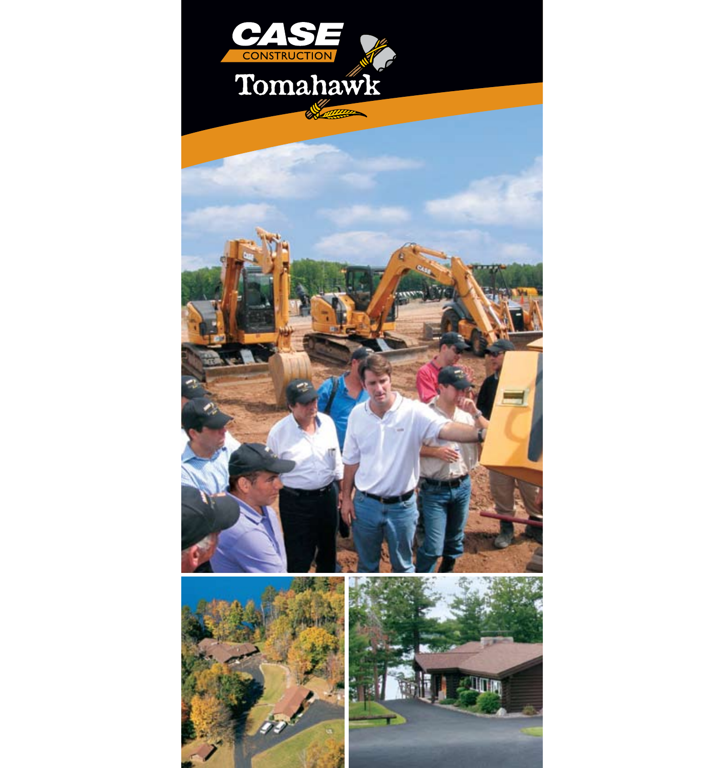# CASE CONSTRUCTION

# Tomahawk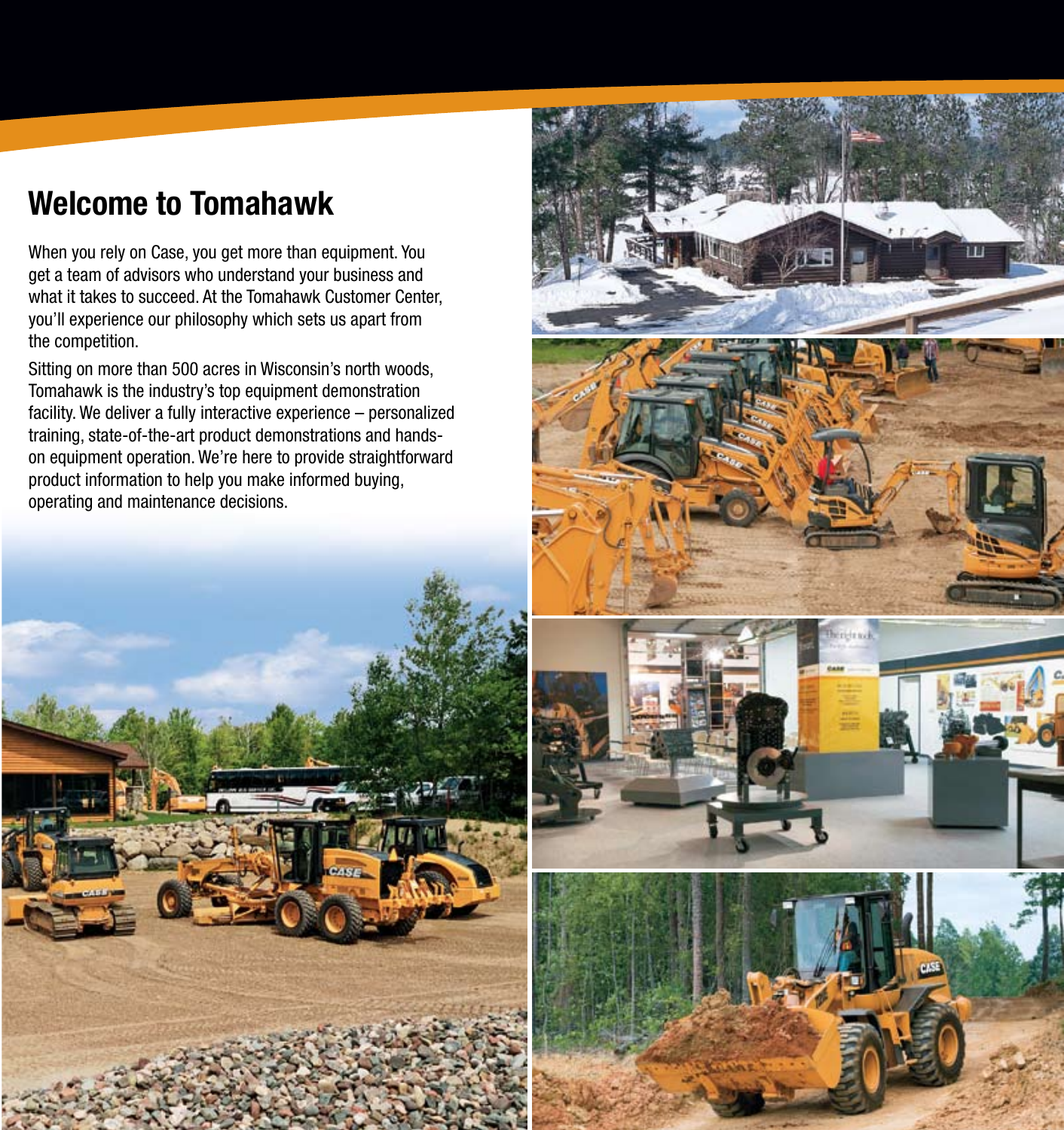# Welcome to Tomahawk

When you rely on Case, you get more than equipment. You get a team of advisors who understand your business and what it takes to succeed. At the Tomahawk Customer Center, you'll experience our philosophy which sets us apart from the competition.

Sitting on more than 500 acres in Wisconsin's north woods, Tomahawk is the industry's top equipment demonstration facility. We deliver a fully interactive experience – personalized training, state-of-the-art product demonstrations and hands-on equipment operation. We're here to provide straightforward product information to help you make informed buying, operating and maintenance decisions.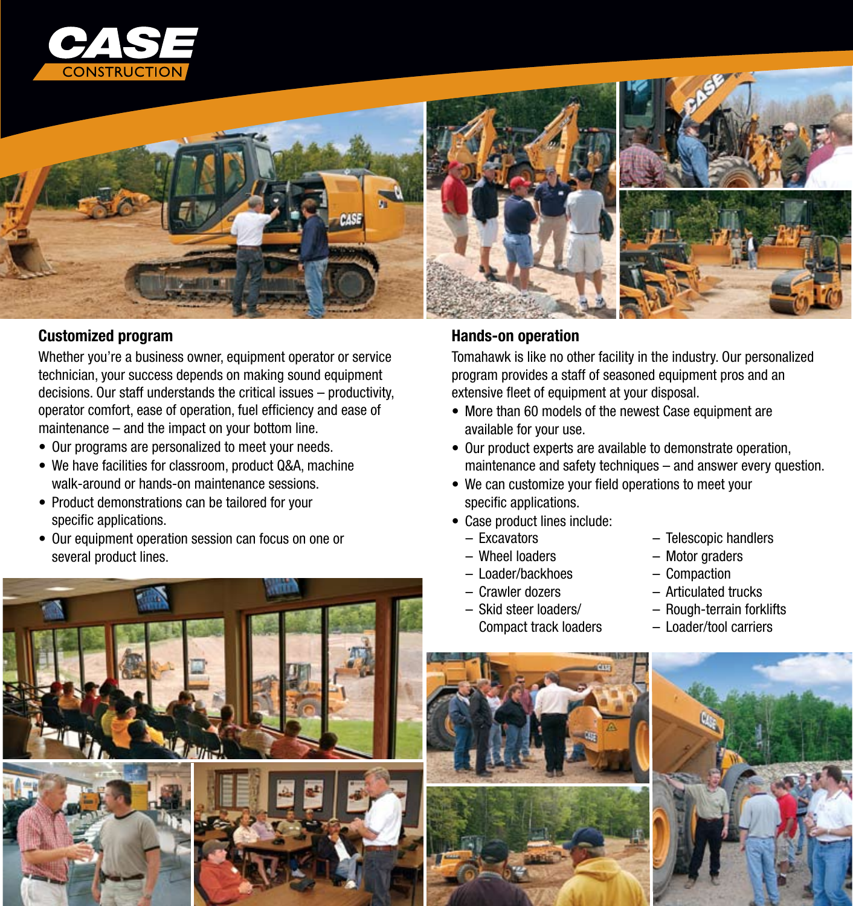## Customized program

Whether you're a business owner, equipment operator or service technician, your success depends on making sound equipment decisions. Our staff understands the critical issues – productivity, operator comfort, ease of operation, fuel efficiency and ease of maintenance – and the impact on your bottom line.

- Our programs are personalized to meet your needs.
- We have facilities for classroom, product Q&A, machine walk-around or hands-on maintenance sessions.
- Product demonstrations can be tailored for your specific applications.
- Our equipment operation session can focus on one or several product lines.

## Hands-on operation

Tomahawk is like no other facility in the industry. Our personalized program provides a staff of seasoned equipment pros and an extensive fleet of equipment at your disposal.

- More than 60 models of the newest Case equipment are available for your use.
- Our product experts are available to demonstrate operation, maintenance and safety techniques – and answer every question.
- We can customize your field operations to meet your specific applications.
- Case product lines include:
  - Excavators
  - Wheel loaders
  - Loader/backhoes
  - Crawler dozers
  - Skid steer loaders/ Compact track loaders
  - Telescopic handlers
  - Motor graders
  - Compaction
  - Articulated trucks
  - Rough-terrain forklifts
  - Loader/tool carriers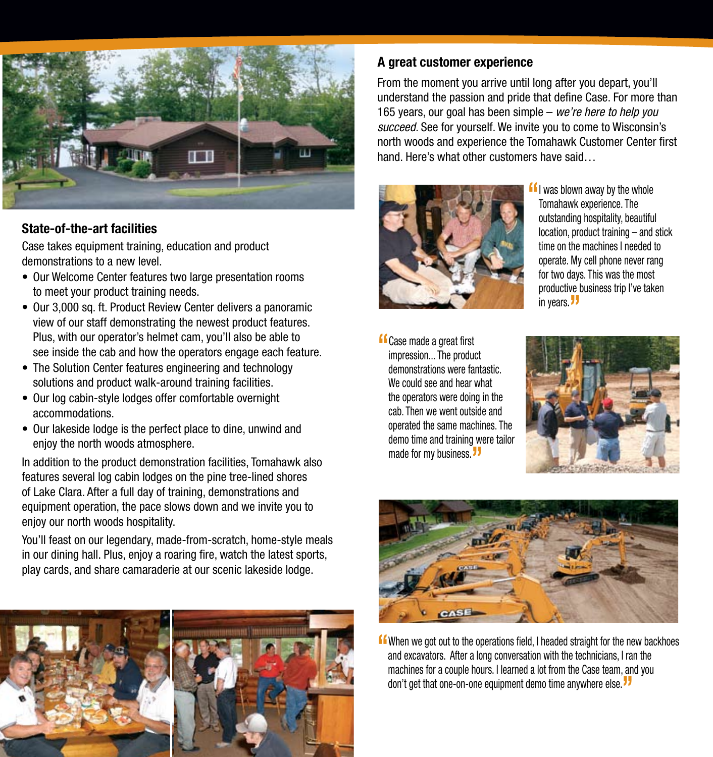## State-of-the-art facilities

Case takes equipment training, education and product demonstrations to a new level.

- Our Welcome Center features two large presentation rooms to meet your product training needs.
- Our 3,000 sq. ft. Product Review Center delivers a panoramic view of our staff demonstrating the newest product features. Plus, with our operator's helmet cam, you'll also be able to see inside the cab and how the operators engage each feature.
- The Solution Center features engineering and technology solutions and product walk-around training facilities.
- Our log cabin-style lodges offer comfortable overnight accommodations.
- Our lakeside lodge is the perfect place to dine, unwind and enjoy the north woods atmosphere.

In addition to the product demonstration facilities, Tomahawk also features several log cabin lodges on the pine tree-lined shores of Lake Clara. After a full day of training, demonstrations and equipment operation, the pace slows down and we invite you to enjoy our north woods hospitality.

You'll feast on our legendary, made-from-scratch, home-style meals in our dining hall. Plus, enjoy a roaring fire, watch the latest sports, play cards, and share camaraderie at our scenic lakeside lodge.

## A great customer experience

From the moment you arrive until long after you depart, you'll understand the passion and pride that define Case. For more than 165 years, our goal has been simple – *we're here to help you succeed.* See for yourself. We invite you to come to Wisconsin's north woods and experience the Tomahawk Customer Center first hand. Here's what other customers have said…

"I was blown away by the whole Tomahawk experience. The outstanding hospitality, beautiful location, product training – and stick time on the machines I needed to operate. My cell phone never rang for two days. This was the most productive business trip I've taken in years."

"Case made a great first impression... The product demonstrations were fantastic. We could see and hear what the operators were doing in the cab. Then we went outside and operated the same machines. The demo time and training were tailor made for my business."

"When we got out to the operations field, I headed straight for the new backhoes and excavators. After a long conversation with the technicians, I ran the machines for a couple hours. I learned a lot from the Case team, and you don't get that one-on-one equipment demo time anywhere else."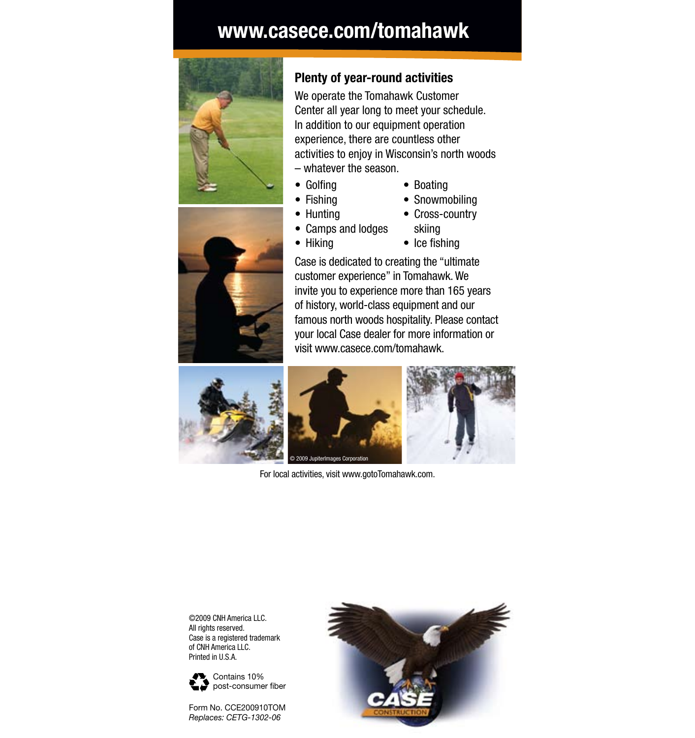# www.casece.com/tomahawk

## Plenty of year-round activities

We operate the Tomahawk Customer Center all year long to meet your schedule. In addition to our equipment operation experience, there are countless other activities to enjoy in Wisconsin's north woods – whatever the season.

- Golfing
- Fishing
- Hunting
- Camps and lodges
- Hiking
- Boating
- Snowmobiling
- Cross-country skiing
- Ice fishing

Case is dedicated to creating the "ultimate customer experience" in Tomahawk. We invite you to experience more than 165 years of history, world-class equipment and our famous north woods hospitality. Please contact your local Case dealer for more information or visit www.casece.com/tomahawk.

© 2009 JupiterImages Corporation

For local activities, visit www.gotoTomahawk.com.

©2009 CNH America LLC.
All rights reserved.
Case is a registered trademark of CNH America LLC.
Printed in U.S.A.

Contains 10% post-consumer fiber

Form No. CCE200910TOM
*Replaces: CETG-1302-06*

CASE CONSTRUCTION